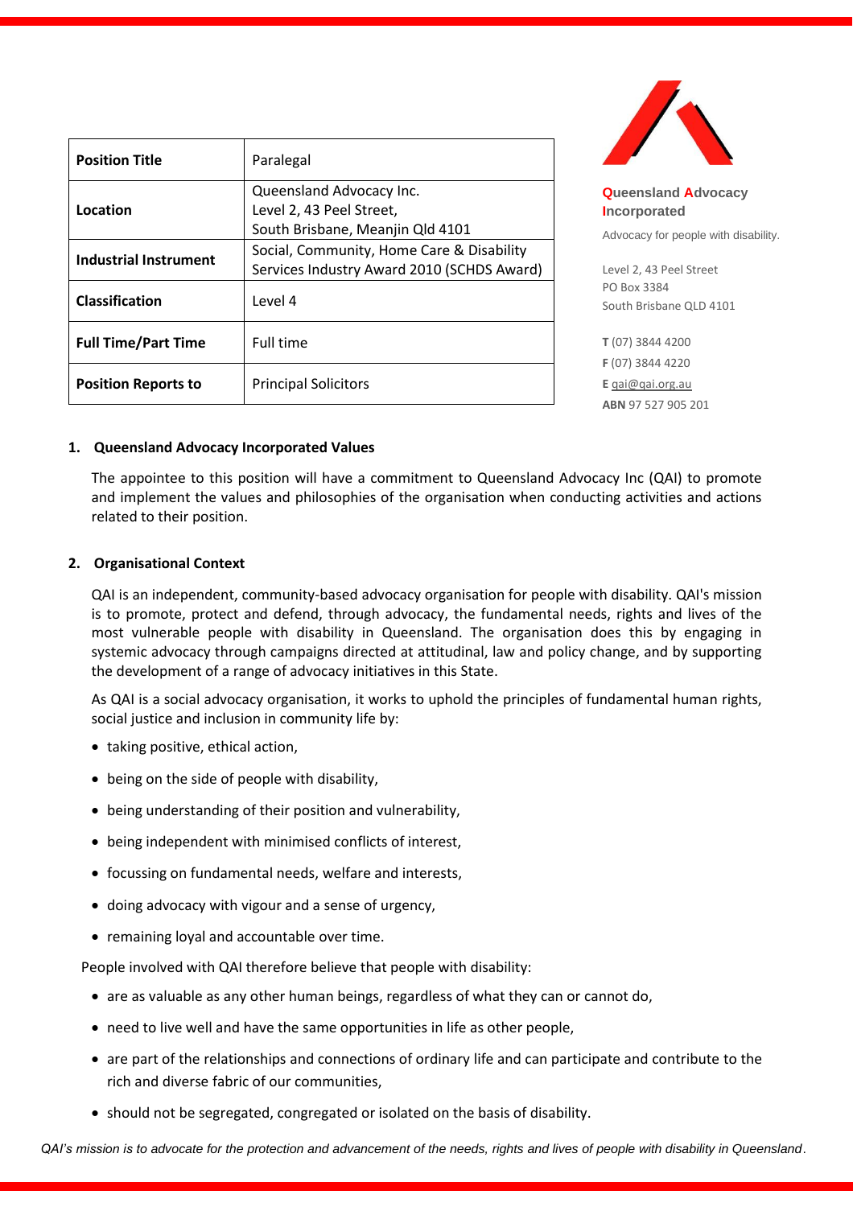| **Position Title** | Paralegal |
|---|---|
| **Location** | Queensland Advocacy Inc.<br>Level 2, 43 Peel Street,<br>South Brisbane, Meanjin Qld 4101 |
| **Industrial Instrument** | Social, Community, Home Care & Disability Services Industry Award 2010 (SCHDS Award) |
| **Classification** | Level 4 |
| **Full Time/Part Time** | Full time |
| **Position Reports to** | Principal Solicitors |

**Queensland Advocacy Incorporated**

Advocacy for people with disability.

Level 2, 43 Peel Street
PO Box 3384
South Brisbane QLD 4101

**T** (07) 3844 4200
**F** (07) 3844 4220
**E** qai@qai.org.au
**ABN** 97 527 905 201

## 1. Queensland Advocacy Incorporated Values

The appointee to this position will have a commitment to Queensland Advocacy Inc (QAI) to promote and implement the values and philosophies of the organisation when conducting activities and actions related to their position.

## 2. Organisational Context

QAI is an independent, community-based advocacy organisation for people with disability. QAI's mission is to promote, protect and defend, through advocacy, the fundamental needs, rights and lives of the most vulnerable people with disability in Queensland. The organisation does this by engaging in systemic advocacy through campaigns directed at attitudinal, law and policy change, and by supporting the development of a range of advocacy initiatives in this State.

As QAI is a social advocacy organisation, it works to uphold the principles of fundamental human rights, social justice and inclusion in community life by:

- taking positive, ethical action,
- being on the side of people with disability,
- being understanding of their position and vulnerability,
- being independent with minimised conflicts of interest,
- focussing on fundamental needs, welfare and interests,
- doing advocacy with vigour and a sense of urgency,
- remaining loyal and accountable over time.

People involved with QAI therefore believe that people with disability:

- are as valuable as any other human beings, regardless of what they can or cannot do,
- need to live well and have the same opportunities in life as other people,
- are part of the relationships and connections of ordinary life and can participate and contribute to the rich and diverse fabric of our communities,
- should not be segregated, congregated or isolated on the basis of disability.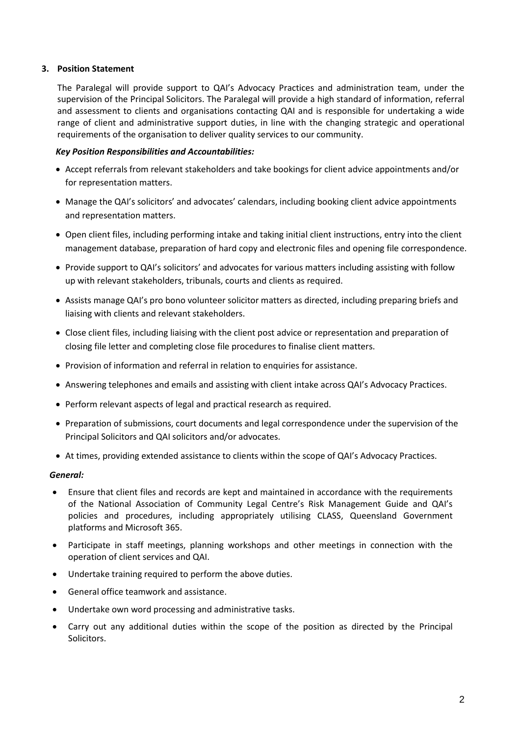## 3. Position Statement

The Paralegal will provide support to QAI's Advocacy Practices and administration team, under the supervision of the Principal Solicitors. The Paralegal will provide a high standard of information, referral and assessment to clients and organisations contacting QAI and is responsible for undertaking a wide range of client and administrative support duties, in line with the changing strategic and operational requirements of the organisation to deliver quality services to our community.

***Key Position Responsibilities and Accountabilities:***

- Accept referrals from relevant stakeholders and take bookings for client advice appointments and/or for representation matters.
- Manage the QAI's solicitors' and advocates' calendars, including booking client advice appointments and representation matters.
- Open client files, including performing intake and taking initial client instructions, entry into the client management database, preparation of hard copy and electronic files and opening file correspondence.
- Provide support to QAI's solicitors' and advocates for various matters including assisting with follow up with relevant stakeholders, tribunals, courts and clients as required.
- Assists manage QAI's pro bono volunteer solicitor matters as directed, including preparing briefs and liaising with clients and relevant stakeholders.
- Close client files, including liaising with the client post advice or representation and preparation of closing file letter and completing close file procedures to finalise client matters.
- Provision of information and referral in relation to enquiries for assistance.
- Answering telephones and emails and assisting with client intake across QAI's Advocacy Practices.
- Perform relevant aspects of legal and practical research as required.
- Preparation of submissions, court documents and legal correspondence under the supervision of the Principal Solicitors and QAI solicitors and/or advocates.
- At times, providing extended assistance to clients within the scope of QAI's Advocacy Practices.

***General:***

- Ensure that client files and records are kept and maintained in accordance with the requirements of the National Association of Community Legal Centre's Risk Management Guide and QAI's policies and procedures, including appropriately utilising CLASS, Queensland Government platforms and Microsoft 365.
- Participate in staff meetings, planning workshops and other meetings in connection with the operation of client services and QAI.
- Undertake training required to perform the above duties.
- General office teamwork and assistance.
- Undertake own word processing and administrative tasks.
- Carry out any additional duties within the scope of the position as directed by the Principal Solicitors.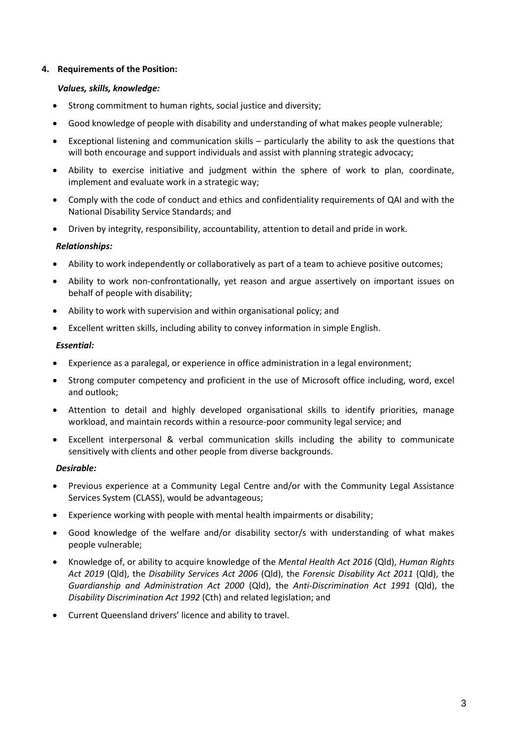## 4. Requirements of the Position:

***Values, skills, knowledge:***

- Strong commitment to human rights, social justice and diversity;
- Good knowledge of people with disability and understanding of what makes people vulnerable;
- Exceptional listening and communication skills – particularly the ability to ask the questions that will both encourage and support individuals and assist with planning strategic advocacy;
- Ability to exercise initiative and judgment within the sphere of work to plan, coordinate, implement and evaluate work in a strategic way;
- Comply with the code of conduct and ethics and confidentiality requirements of QAI and with the National Disability Service Standards; and
- Driven by integrity, responsibility, accountability, attention to detail and pride in work.

***Relationships:***

- Ability to work independently or collaboratively as part of a team to achieve positive outcomes;
- Ability to work non-confrontationally, yet reason and argue assertively on important issues on behalf of people with disability;
- Ability to work with supervision and within organisational policy; and
- Excellent written skills, including ability to convey information in simple English.

***Essential:***

- Experience as a paralegal, or experience in office administration in a legal environment;
- Strong computer competency and proficient in the use of Microsoft office including, word, excel and outlook;
- Attention to detail and highly developed organisational skills to identify priorities, manage workload, and maintain records within a resource-poor community legal service; and
- Excellent interpersonal & verbal communication skills including the ability to communicate sensitively with clients and other people from diverse backgrounds.

***Desirable:***

- Previous experience at a Community Legal Centre and/or with the Community Legal Assistance Services System (CLASS), would be advantageous;
- Experience working with people with mental health impairments or disability;
- Good knowledge of the welfare and/or disability sector/s with understanding of what makes people vulnerable;
- Knowledge of, or ability to acquire knowledge of the *Mental Health Act 2016* (Qld), *Human Rights Act 2019* (Qld), the *Disability Services Act 2006* (Qld), the *Forensic Disability Act 2011* (Qld), the *Guardianship and Administration Act 2000* (Qld), the *Anti-Discrimination Act 1991* (Qld), the *Disability Discrimination Act 1992* (Cth) and related legislation; and
- Current Queensland drivers' licence and ability to travel.